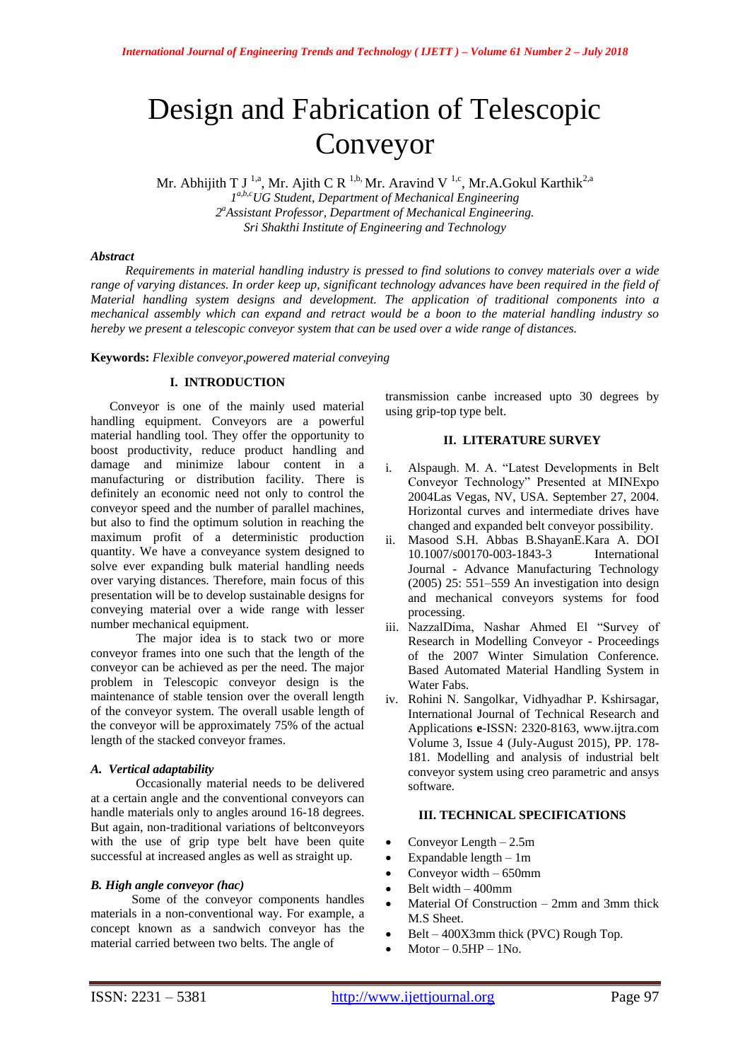# Design and Fabrication of Telescopic Conveyor

Mr. Abhijith T J [1,a], Mr. Ajith C R [1,b,] Mr. Aravind V [1,c], Mr.A.Gokul Karthik[2,a]

*1[a,b,c]UG Student, Department of Mechanical Engineering*
*2[a]Assistant Professor, Department of Mechanical Engineering.*
*Sri Shakthi Institute of Engineering and Technology*

***Abstract***

*Requirements in material handling industry is pressed to find solutions to convey materials over a wide range of varying distances. In order keep up, significant technology advances have been required in the field of Material handling system designs and development. The application of traditional components into a mechanical assembly which can expand and retract would be a boon to the material handling industry so hereby we present a telescopic conveyor system that can be used over a wide range of distances.*

**Keywords:** *Flexible conveyor,powered material conveying*

## I. INTRODUCTION

Conveyor is one of the mainly used material handling equipment. Conveyors are a powerful material handling tool. They offer the opportunity to boost productivity, reduce product handling and damage and minimize labour content in a manufacturing or distribution facility. There is definitely an economic need not only to control the conveyor speed and the number of parallel machines, but also to find the optimum solution in reaching the maximum profit of a deterministic production quantity. We have a conveyance system designed to solve ever expanding bulk material handling needs over varying distances. Therefore, main focus of this presentation will be to develop sustainable designs for conveying material over a wide range with lesser number mechanical equipment.

The major idea is to stack two or more conveyor frames into one such that the length of the conveyor can be achieved as per the need. The major problem in Telescopic conveyor design is the maintenance of stable tension over the overall length of the conveyor system. The overall usable length of the conveyor will be approximately 75% of the actual length of the stacked conveyor frames.

### *A. Vertical adaptability*

Occasionally material needs to be delivered at a certain angle and the conventional conveyors can handle materials only to angles around 16-18 degrees. But again, non-traditional variations of beltconveyors with the use of grip type belt have been quite successful at increased angles as well as straight up.

### *B. High angle conveyor (hac)*

Some of the conveyor components handles materials in a non-conventional way. For example, a concept known as a sandwich conveyor has the material carried between two belts. The angle of transmission canbe increased upto 30 degrees by using grip-top type belt.

## II. LITERATURE SURVEY

i. Alspaugh. M. A. "Latest Developments in Belt Conveyor Technology" Presented at MINExpo 2004Las Vegas, NV, USA. September 27, 2004. Horizontal curves and intermediate drives have changed and expanded belt conveyor possibility.
ii. Masood S.H. Abbas B.ShayanE.Kara A. DOI 10.1007/s00170-003-1843-3 International Journal - Advance Manufacturing Technology (2005) 25: 551–559 An investigation into design and mechanical conveyors systems for food processing.
iii. NazzalDima, Nashar Ahmed El "Survey of Research in Modelling Conveyor - Proceedings of the 2007 Winter Simulation Conference. Based Automated Material Handling System in Water Fabs.
iv. Rohini N. Sangolkar, Vidhyadhar P. Kshirsagar, International Journal of Technical Research and Applications **e**-ISSN: 2320-8163, www.ijtra.com Volume 3, Issue 4 (July-August 2015), PP. 178-181. Modelling and analysis of industrial belt conveyor system using creo parametric and ansys software.

## III. TECHNICAL SPECIFICATIONS

- Conveyor Length – 2.5m
- Expandable length – 1m
- Conveyor width – 650mm
- Belt width – 400mm
- Material Of Construction – 2mm and 3mm thick M.S Sheet.
- Belt – 400X3mm thick (PVC) Rough Top.
- Motor – 0.5HP – 1No.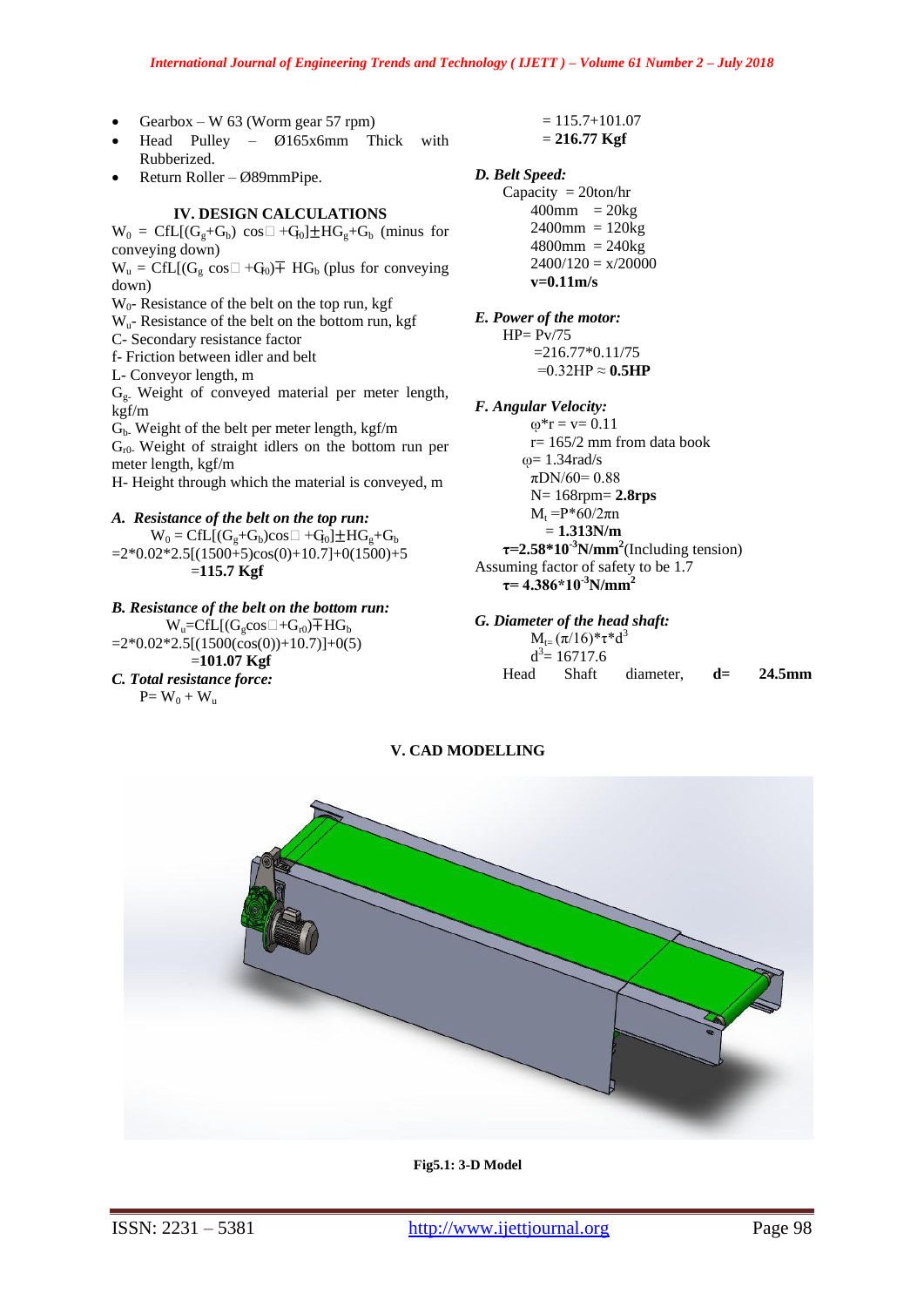- Gearbox – W 63 (Worm gear 57 rpm)
- Head Pulley – Ø165x6mm Thick with Rubberized.
- Return Roller – Ø89mmPipe.

## IV. DESIGN CALCULATIONS

$W_0$ = CfL[$(G_g+G_b)$ cos□ +$G_{r0}$]±$HG_g$+$G_b$ (minus for conveying down)

$W_u$ = CfL[$(G_g$ cos□ +$G_{r0})$∓ $HG_b$ (plus for conveying down)

$W_0$- Resistance of the belt on the top run, kgf

$W_u$- Resistance of the belt on the bottom run, kgf

C- Secondary resistance factor

f- Friction between idler and belt

L- Conveyor length, m

$G_g$- Weight of conveyed material per meter length, kgf/m

$G_b$- Weight of the belt per meter length, kgf/m

$G_{r0}$- Weight of straight idlers on the bottom run per meter length, kgf/m

H- Height through which the material is conveyed, m

### *A. Resistance of the belt on the top run:*

$W_0$ = CfL[$(G_g+G_b)$cos□ +$G_{r0}$]±$HG_g$+$G_b$

=2*0.02*2.5[(1500+5)cos(0)+10.7]+0(1500)+5

=**115.7 Kgf**

### *B. Resistance of the belt on the bottom run:*

$W_u$=CfL[$(G_g$cos□+$G_{r0})$∓$HG_b$

=2*0.02*2.5[(1500(cos(0))+10.7)]+0(5)

=**101.07 Kgf**

### *C. Total resistance force:*

P= $W_0$ + $W_u$

= 115.7+101.07

= **216.77 Kgf**

### *D. Belt Speed:*

Capacity = 20ton/hr

400mm = 20kg

2400mm = 120kg

4800mm = 240kg

2400/120 = x/20000

**v=0.11m/s**

### *E. Power of the motor:*

HP= Pv/75

=216.77*0.11/75

=0.32HP ≈ **0.5HP**

### *F. Angular Velocity:*

ω*r = v= 0.11

r= 165/2 mm from data book

ω= 1.34rad/s

πDN/60= 0.88

N= 168rpm= **2.8rps**

$M_t$ =P*60/2πn

= **1.313N/m**

**τ=2.58*10$^{-3}$N/mm$^2$**(Including tension)

Assuming factor of safety to be 1.7

**τ= 4.386*10$^{-3}$N/mm$^2$**

### *G. Diameter of the head shaft:*

$M_t$= (π/16)*τ*d$^3$

d$^3$= 16717.6

Head Shaft diameter, **d= 24.5mm**

## V. CAD MODELLING

**Fig5.1: 3-D Model**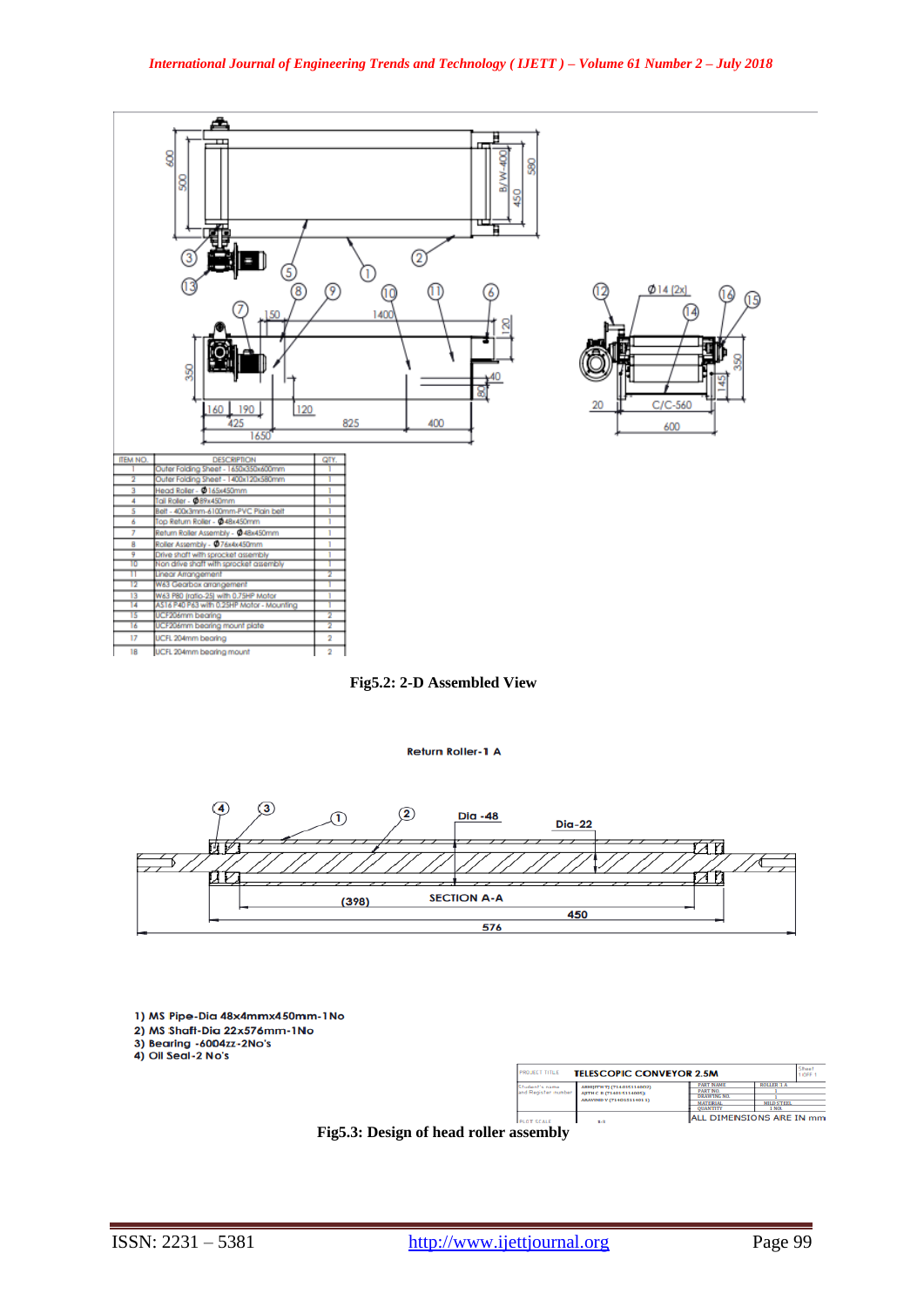| ITEM NO. | DESCRIPTION | QTY. |
|---|---|---|
| 1 | Outer Folding Sheet - 1650x350x600mm | 1 |
| 2 | Outer Folding Sheet - 1400x120x580mm | 1 |
| 3 | Head Roller - Ø165x450mm | 1 |
| 4 | Tail Roller - Ø89x450mm | 1 |
| 5 | Belt - 400x3mm-6100mm-PVC Plain belt | 1 |
| 6 | Top Return Roller - Ø48x450mm | 1 |
| 7 | Return Roller Assembly - Ø48x450mm | 1 |
| 8 | Roller Assembly - Ø76x4x450mm | 1 |
| 9 | Drive shaft with sprocket assembly | 1 |
| 10 | Non drive shaft with sprocket assembly | 1 |
| 11 | Linear Arrangement | 2 |
| 12 | W63 Gearbox arrangement | 1 |
| 13 | W63 P80 (ratio-25) with 0.75HP Motor | 1 |
| 14 | AS16 P40 P63 with 0.25HP Motor - Mounting | 1 |
| 15 | UCF206mm bearing | 2 |
| 16 | UCF206mm bearing mount plate | 2 |
| 17 | UCFL 204mm bearing | 2 |
| 18 | UCFL 204mm bearing mount | 2 |

**Fig5.2: 2-D Assembled View**

Return Roller-1 A

1) MS Pipe-Dia 48x4mmx450mm-1No
2) MS Shaft-Dia 22x576mm-1No
3) Bearing -6004zz-2No's
4) Oil Seal-2 No's

**Fig5.3: Design of head roller assembly**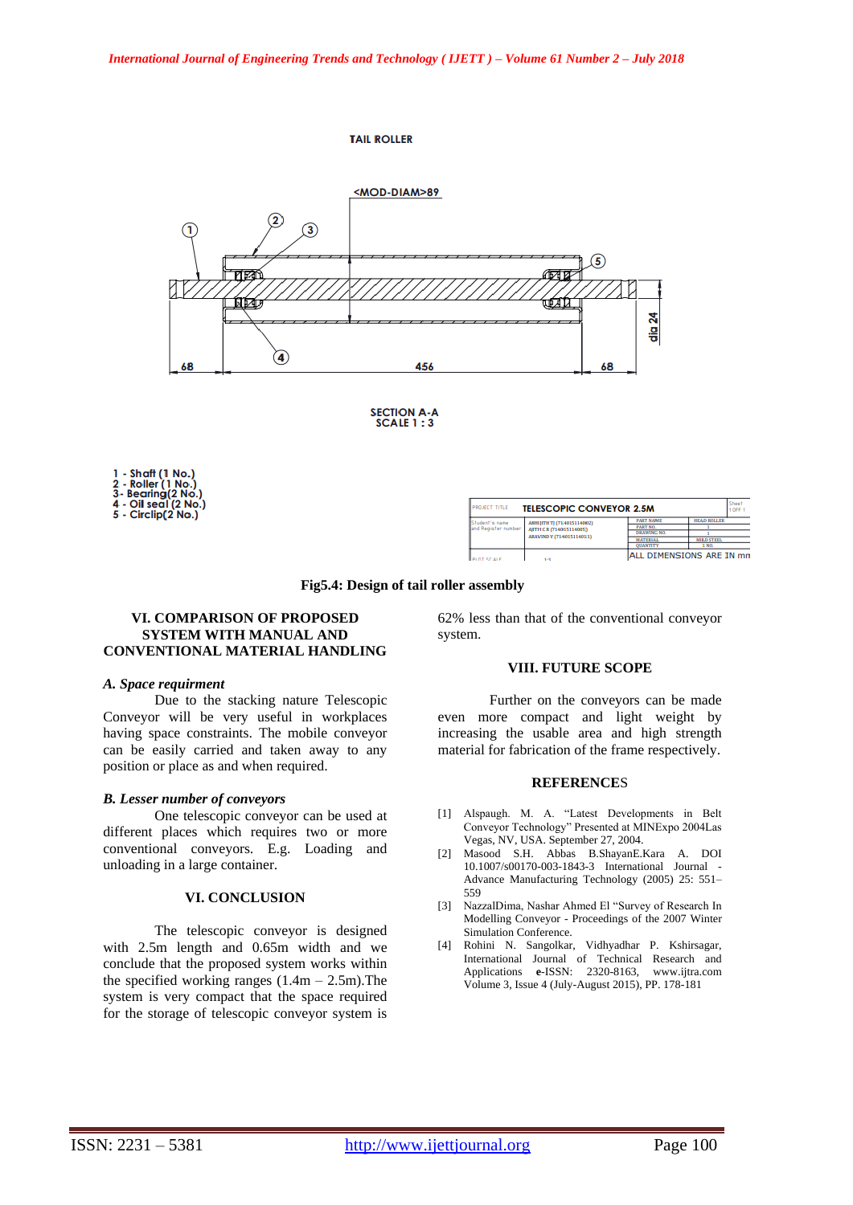TAIL ROLLER

<MOD-DIAM>89

68

456

68

dia 24

SECTION A-A
SCALE 1 : 3

1 - Shaft (1 No.)
2 - Roller (1 No.)
3- Bearing(2 No.)
4 - Oil seal (2 No.)
5 - Circlip(2 No.)

PROJECT TITLE TELESCOPIC CONVEYOR 2.5M

ALL DIMENSIONS ARE IN mm

**Fig5.4: Design of tail roller assembly**

## VI. COMPARISON OF PROPOSED SYSTEM WITH MANUAL AND CONVENTIONAL MATERIAL HANDLING

### *A. Space requirment*

Due to the stacking nature Telescopic Conveyor will be very useful in workplaces having space constraints. The mobile conveyor can be easily carried and taken away to any position or place as and when required.

### *B. Lesser number of conveyors*

One telescopic conveyor can be used at different places which requires two or more conventional conveyors. E.g. Loading and unloading in a large container.

## VI. CONCLUSION

The telescopic conveyor is designed with 2.5m length and 0.65m width and we conclude that the proposed system works within the specified working ranges (1.4m – 2.5m).The system is very compact that the space required for the storage of telescopic conveyor system is 62% less than that of the conventional conveyor system.

## VIII. FUTURE SCOPE

Further on the conveyors can be made even more compact and light weight by increasing the usable area and high strength material for fabrication of the frame respectively.

## REFERENCES

[1] Alspaugh. M. A. "Latest Developments in Belt Conveyor Technology" Presented at MINExpo 2004Las Vegas, NV, USA. September 27, 2004.

[2] Masood S.H. Abbas B.ShayanE.Kara A. DOI 10.1007/s00170-003-1843-3 International Journal - Advance Manufacturing Technology (2005) 25: 551–559

[3] NazzalDima, Nashar Ahmed El "Survey of Research In Modelling Conveyor - Proceedings of the 2007 Winter Simulation Conference.

[4] Rohini N. Sangolkar, Vidhyadhar P. Kshirsagar, International Journal of Technical Research and Applications **e**-ISSN: 2320-8163, www.ijtra.com Volume 3, Issue 4 (July-August 2015), PP. 178-181